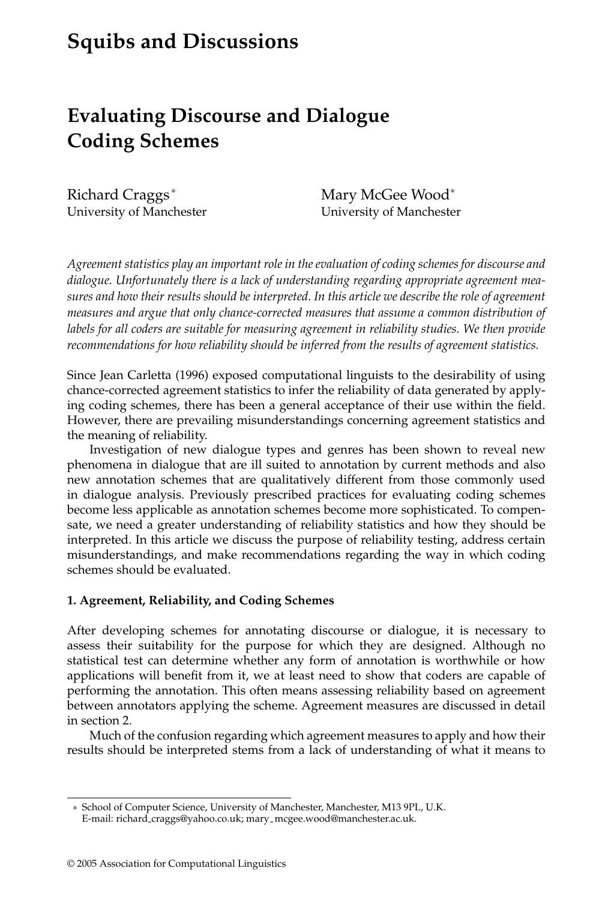# Squibs and Discussions

## Evaluating Discourse and Dialogue Coding Schemes

Richard Craggs[*]
University of Manchester

Mary McGee Wood[*]
University of Manchester

*Agreement statistics play an important role in the evaluation of coding schemes for discourse and dialogue. Unfortunately there is a lack of understanding regarding appropriate agreement measures and how their results should be interpreted. In this article we describe the role of agreement measures and argue that only chance-corrected measures that assume a common distribution of labels for all coders are suitable for measuring agreement in reliability studies. We then provide recommendations for how reliability should be inferred from the results of agreement statistics.*

Since Jean Carletta (1996) exposed computational linguists to the desirability of using chance-corrected agreement statistics to infer the reliability of data generated by applying coding schemes, there has been a general acceptance of their use within the field. However, there are prevailing misunderstandings concerning agreement statistics and the meaning of reliability.

Investigation of new dialogue types and genres has been shown to reveal new phenomena in dialogue that are ill suited to annotation by current methods and also new annotation schemes that are qualitatively different from those commonly used in dialogue analysis. Previously prescribed practices for evaluating coding schemes become less applicable as annotation schemes become more sophisticated. To compensate, we need a greater understanding of reliability statistics and how they should be interpreted. In this article we discuss the purpose of reliability testing, address certain misunderstandings, and make recommendations regarding the way in which coding schemes should be evaluated.

### 1. Agreement, Reliability, and Coding Schemes

After developing schemes for annotating discourse or dialogue, it is necessary to assess their suitability for the purpose for which they are designed. Although no statistical test can determine whether any form of annotation is worthwhile or how applications will benefit from it, we at least need to show that coders are capable of performing the annotation. This often means assessing reliability based on agreement between annotators applying the scheme. Agreement measures are discussed in detail in section 2.

Much of the confusion regarding which agreement measures to apply and how their results should be interpreted stems from a lack of understanding of what it means to

---

[*] School of Computer Science, University of Manchester, Manchester, M13 9PL, U.K.
E-mail: richard_craggs@yahoo.co.uk; mary_mcgee.wood@manchester.ac.uk.

© 2005 Association for Computational Linguistics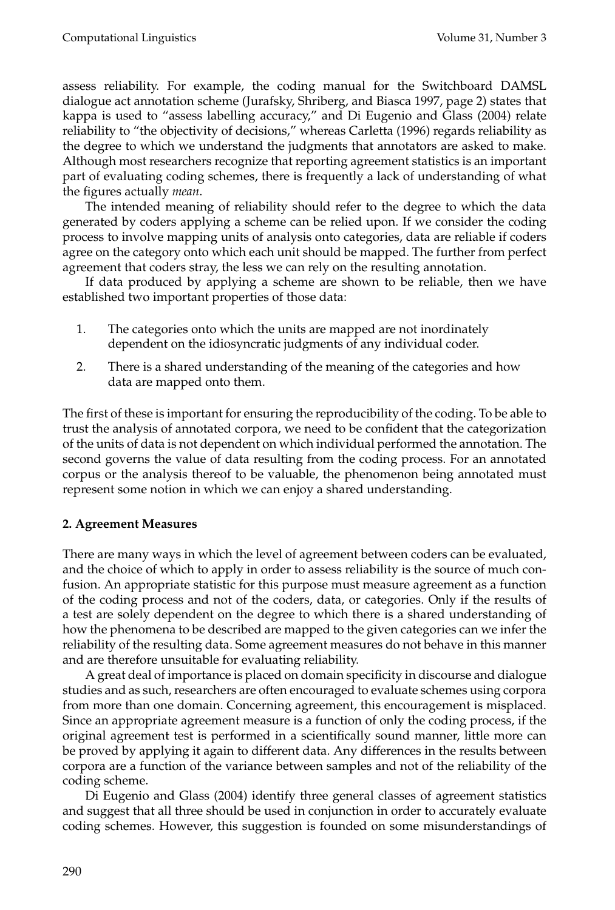assess reliability. For example, the coding manual for the Switchboard DAMSL dialogue act annotation scheme (Jurafsky, Shriberg, and Biasca 1997, page 2) states that kappa is used to "assess labelling accuracy," and Di Eugenio and Glass (2004) relate reliability to "the objectivity of decisions," whereas Carletta (1996) regards reliability as the degree to which we understand the judgments that annotators are asked to make. Although most researchers recognize that reporting agreement statistics is an important part of evaluating coding schemes, there is frequently a lack of understanding of what the figures actually *mean*.

The intended meaning of reliability should refer to the degree to which the data generated by coders applying a scheme can be relied upon. If we consider the coding process to involve mapping units of analysis onto categories, data are reliable if coders agree on the category onto which each unit should be mapped. The further from perfect agreement that coders stray, the less we can rely on the resulting annotation.

If data produced by applying a scheme are shown to be reliable, then we have established two important properties of those data:

1. The categories onto which the units are mapped are not inordinately dependent on the idiosyncratic judgments of any individual coder.
2. There is a shared understanding of the meaning of the categories and how data are mapped onto them.

The first of these is important for ensuring the reproducibility of the coding. To be able to trust the analysis of annotated corpora, we need to be confident that the categorization of the units of data is not dependent on which individual performed the annotation. The second governs the value of data resulting from the coding process. For an annotated corpus or the analysis thereof to be valuable, the phenomenon being annotated must represent some notion in which we can enjoy a shared understanding.

## 2. Agreement Measures

There are many ways in which the level of agreement between coders can be evaluated, and the choice of which to apply in order to assess reliability is the source of much confusion. An appropriate statistic for this purpose must measure agreement as a function of the coding process and not of the coders, data, or categories. Only if the results of a test are solely dependent on the degree to which there is a shared understanding of how the phenomena to be described are mapped to the given categories can we infer the reliability of the resulting data. Some agreement measures do not behave in this manner and are therefore unsuitable for evaluating reliability.

A great deal of importance is placed on domain specificity in discourse and dialogue studies and as such, researchers are often encouraged to evaluate schemes using corpora from more than one domain. Concerning agreement, this encouragement is misplaced. Since an appropriate agreement measure is a function of only the coding process, if the original agreement test is performed in a scientifically sound manner, little more can be proved by applying it again to different data. Any differences in the results between corpora are a function of the variance between samples and not of the reliability of the coding scheme.

Di Eugenio and Glass (2004) identify three general classes of agreement statistics and suggest that all three should be used in conjunction in order to accurately evaluate coding schemes. However, this suggestion is founded on some misunderstandings of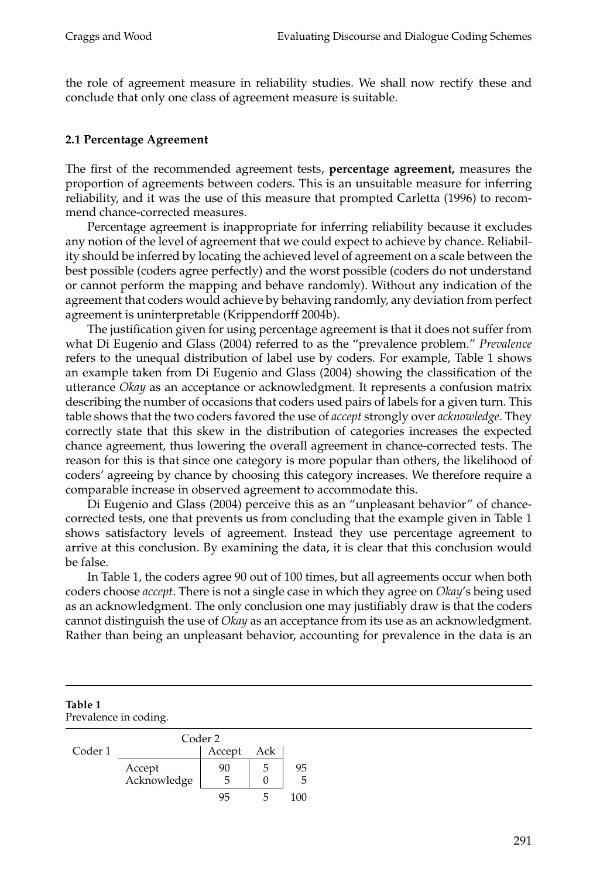the role of agreement measure in reliability studies. We shall now rectify these and conclude that only one class of agreement measure is suitable.

### 2.1 Percentage Agreement

The first of the recommended agreement tests, **percentage agreement,** measures the proportion of agreements between coders. This is an unsuitable measure for inferring reliability, and it was the use of this measure that prompted Carletta (1996) to recommend chance-corrected measures.

Percentage agreement is inappropriate for inferring reliability because it excludes any notion of the level of agreement that we could expect to achieve by chance. Reliability should be inferred by locating the achieved level of agreement on a scale between the best possible (coders agree perfectly) and the worst possible (coders do not understand or cannot perform the mapping and behave randomly). Without any indication of the agreement that coders would achieve by behaving randomly, any deviation from perfect agreement is uninterpretable (Krippendorff 2004b).

The justification given for using percentage agreement is that it does not suffer from what Di Eugenio and Glass (2004) referred to as the "prevalence problem." *Prevalence* refers to the unequal distribution of label use by coders. For example, Table 1 shows an example taken from Di Eugenio and Glass (2004) showing the classification of the utterance *Okay* as an acceptance or acknowledgment. It represents a confusion matrix describing the number of occasions that coders used pairs of labels for a given turn. This table shows that the two coders favored the use of *accept* strongly over *acknowledge*. They correctly state that this skew in the distribution of categories increases the expected chance agreement, thus lowering the overall agreement in chance-corrected tests. The reason for this is that since one category is more popular than others, the likelihood of coders' agreeing by chance by choosing this category increases. We therefore require a comparable increase in observed agreement to accommodate this.

Di Eugenio and Glass (2004) perceive this as an "unpleasant behavior" of chance-corrected tests, one that prevents us from concluding that the example given in Table 1 shows satisfactory levels of agreement. Instead they use percentage agreement to arrive at this conclusion. By examining the data, it is clear that this conclusion would be false.

In Table 1, the coders agree 90 out of 100 times, but all agreements occur when both coders choose *accept*. There is not a single case in which they agree on *Okay*'s being used as an acknowledgment. The only conclusion one may justifiably draw is that the coders cannot distinguish the use of *Okay* as an acceptance from its use as an acknowledgment. Rather than being an unpleasant behavior, accounting for prevalence in the data is an

**Table 1**
Prevalence in coding.

| | | Coder 2 | | |
|---|---|---|---|---|
| Coder 1 | | Accept | Ack | |
| | Accept | 90 | 5 | 95 |
| | Acknowledge | 5 | 0 | 5 |
| | | 95 | 5 | 100 |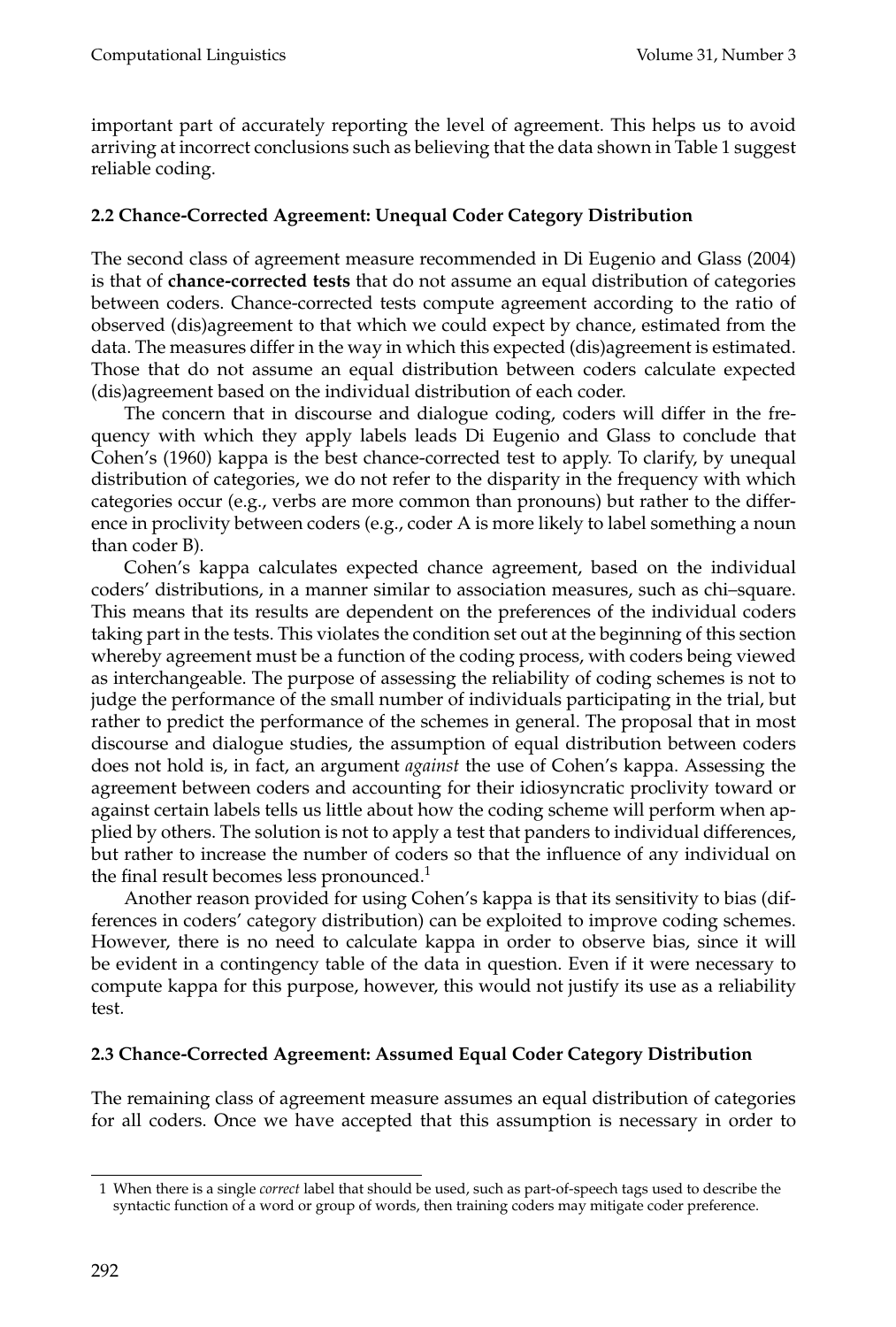important part of accurately reporting the level of agreement. This helps us to avoid arriving at incorrect conclusions such as believing that the data shown in Table 1 suggest reliable coding.

### 2.2 Chance-Corrected Agreement: Unequal Coder Category Distribution

The second class of agreement measure recommended in Di Eugenio and Glass (2004) is that of **chance-corrected tests** that do not assume an equal distribution of categories between coders. Chance-corrected tests compute agreement according to the ratio of observed (dis)agreement to that which we could expect by chance, estimated from the data. The measures differ in the way in which this expected (dis)agreement is estimated. Those that do not assume an equal distribution between coders calculate expected (dis)agreement based on the individual distribution of each coder.

The concern that in discourse and dialogue coding, coders will differ in the frequency with which they apply labels leads Di Eugenio and Glass to conclude that Cohen's (1960) kappa is the best chance-corrected test to apply. To clarify, by unequal distribution of categories, we do not refer to the disparity in the frequency with which categories occur (e.g., verbs are more common than pronouns) but rather to the difference in proclivity between coders (e.g., coder A is more likely to label something a noun than coder B).

Cohen's kappa calculates expected chance agreement, based on the individual coders' distributions, in a manner similar to association measures, such as chi–square. This means that its results are dependent on the preferences of the individual coders taking part in the tests. This violates the condition set out at the beginning of this section whereby agreement must be a function of the coding process, with coders being viewed as interchangeable. The purpose of assessing the reliability of coding schemes is not to judge the performance of the small number of individuals participating in the trial, but rather to predict the performance of the schemes in general. The proposal that in most discourse and dialogue studies, the assumption of equal distribution between coders does not hold is, in fact, an argument *against* the use of Cohen's kappa. Assessing the agreement between coders and accounting for their idiosyncratic proclivity toward or against certain labels tells us little about how the coding scheme will perform when applied by others. The solution is not to apply a test that panders to individual differences, but rather to increase the number of coders so that the influence of any individual on the final result becomes less pronounced.[1]

Another reason provided for using Cohen's kappa is that its sensitivity to bias (differences in coders' category distribution) can be exploited to improve coding schemes. However, there is no need to calculate kappa in order to observe bias, since it will be evident in a contingency table of the data in question. Even if it were necessary to compute kappa for this purpose, however, this would not justify its use as a reliability test.

### 2.3 Chance-Corrected Agreement: Assumed Equal Coder Category Distribution

The remaining class of agreement measure assumes an equal distribution of categories for all coders. Once we have accepted that this assumption is necessary in order to

[1] When there is a single *correct* label that should be used, such as part-of-speech tags used to describe the syntactic function of a word or group of words, then training coders may mitigate coder preference.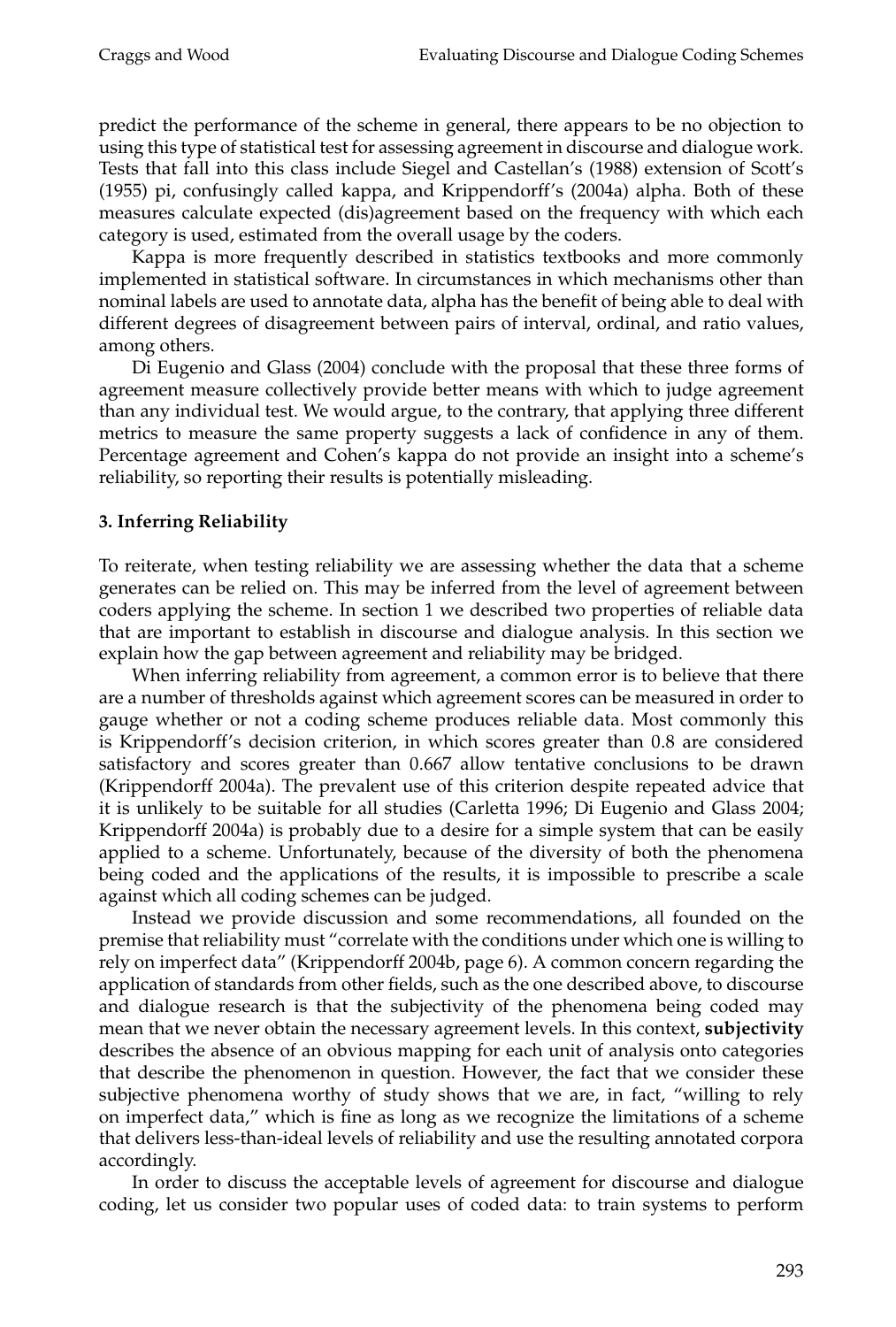predict the performance of the scheme in general, there appears to be no objection to using this type of statistical test for assessing agreement in discourse and dialogue work. Tests that fall into this class include Siegel and Castellan's (1988) extension of Scott's (1955) pi, confusingly called kappa, and Krippendorff's (2004a) alpha. Both of these measures calculate expected (dis)agreement based on the frequency with which each category is used, estimated from the overall usage by the coders.

Kappa is more frequently described in statistics textbooks and more commonly implemented in statistical software. In circumstances in which mechanisms other than nominal labels are used to annotate data, alpha has the benefit of being able to deal with different degrees of disagreement between pairs of interval, ordinal, and ratio values, among others.

Di Eugenio and Glass (2004) conclude with the proposal that these three forms of agreement measure collectively provide better means with which to judge agreement than any individual test. We would argue, to the contrary, that applying three different metrics to measure the same property suggests a lack of confidence in any of them. Percentage agreement and Cohen's kappa do not provide an insight into a scheme's reliability, so reporting their results is potentially misleading.

## 3. Inferring Reliability

To reiterate, when testing reliability we are assessing whether the data that a scheme generates can be relied on. This may be inferred from the level of agreement between coders applying the scheme. In section 1 we described two properties of reliable data that are important to establish in discourse and dialogue analysis. In this section we explain how the gap between agreement and reliability may be bridged.

When inferring reliability from agreement, a common error is to believe that there are a number of thresholds against which agreement scores can be measured in order to gauge whether or not a coding scheme produces reliable data. Most commonly this is Krippendorff's decision criterion, in which scores greater than 0.8 are considered satisfactory and scores greater than 0.667 allow tentative conclusions to be drawn (Krippendorff 2004a). The prevalent use of this criterion despite repeated advice that it is unlikely to be suitable for all studies (Carletta 1996; Di Eugenio and Glass 2004; Krippendorff 2004a) is probably due to a desire for a simple system that can be easily applied to a scheme. Unfortunately, because of the diversity of both the phenomena being coded and the applications of the results, it is impossible to prescribe a scale against which all coding schemes can be judged.

Instead we provide discussion and some recommendations, all founded on the premise that reliability must "correlate with the conditions under which one is willing to rely on imperfect data" (Krippendorff 2004b, page 6). A common concern regarding the application of standards from other fields, such as the one described above, to discourse and dialogue research is that the subjectivity of the phenomena being coded may mean that we never obtain the necessary agreement levels. In this context, **subjectivity** describes the absence of an obvious mapping for each unit of analysis onto categories that describe the phenomenon in question. However, the fact that we consider these subjective phenomena worthy of study shows that we are, in fact, "willing to rely on imperfect data," which is fine as long as we recognize the limitations of a scheme that delivers less-than-ideal levels of reliability and use the resulting annotated corpora accordingly.

In order to discuss the acceptable levels of agreement for discourse and dialogue coding, let us consider two popular uses of coded data: to train systems to perform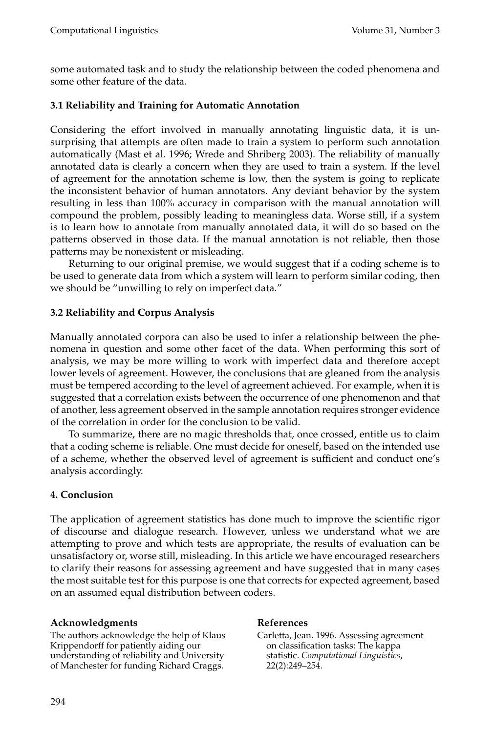some automated task and to study the relationship between the coded phenomena and some other feature of the data.

### 3.1 Reliability and Training for Automatic Annotation

Considering the effort involved in manually annotating linguistic data, it is unsurprising that attempts are often made to train a system to perform such annotation automatically (Mast et al. 1996; Wrede and Shriberg 2003). The reliability of manually annotated data is clearly a concern when they are used to train a system. If the level of agreement for the annotation scheme is low, then the system is going to replicate the inconsistent behavior of human annotators. Any deviant behavior by the system resulting in less than 100% accuracy in comparison with the manual annotation will compound the problem, possibly leading to meaningless data. Worse still, if a system is to learn how to annotate from manually annotated data, it will do so based on the patterns observed in those data. If the manual annotation is not reliable, then those patterns may be nonexistent or misleading.

Returning to our original premise, we would suggest that if a coding scheme is to be used to generate data from which a system will learn to perform similar coding, then we should be "unwilling to rely on imperfect data."

### 3.2 Reliability and Corpus Analysis

Manually annotated corpora can also be used to infer a relationship between the phenomena in question and some other facet of the data. When performing this sort of analysis, we may be more willing to work with imperfect data and therefore accept lower levels of agreement. However, the conclusions that are gleaned from the analysis must be tempered according to the level of agreement achieved. For example, when it is suggested that a correlation exists between the occurrence of one phenomenon and that of another, less agreement observed in the sample annotation requires stronger evidence of the correlation in order for the conclusion to be valid.

To summarize, there are no magic thresholds that, once crossed, entitle us to claim that a coding scheme is reliable. One must decide for oneself, based on the intended use of a scheme, whether the observed level of agreement is sufficient and conduct one's analysis accordingly.

## 4. Conclusion

The application of agreement statistics has done much to improve the scientific rigor of discourse and dialogue research. However, unless we understand what we are attempting to prove and which tests are appropriate, the results of evaluation can be unsatisfactory or, worse still, misleading. In this article we have encouraged researchers to clarify their reasons for assessing agreement and have suggested that in many cases the most suitable test for this purpose is one that corrects for expected agreement, based on an assumed equal distribution between coders.

### Acknowledgments

The authors acknowledge the help of Klaus Krippendorff for patiently aiding our understanding of reliability and University of Manchester for funding Richard Craggs.

### References

Carletta, Jean. 1996. Assessing agreement on classification tasks: The kappa statistic. *Computational Linguistics*, 22(2):249–254.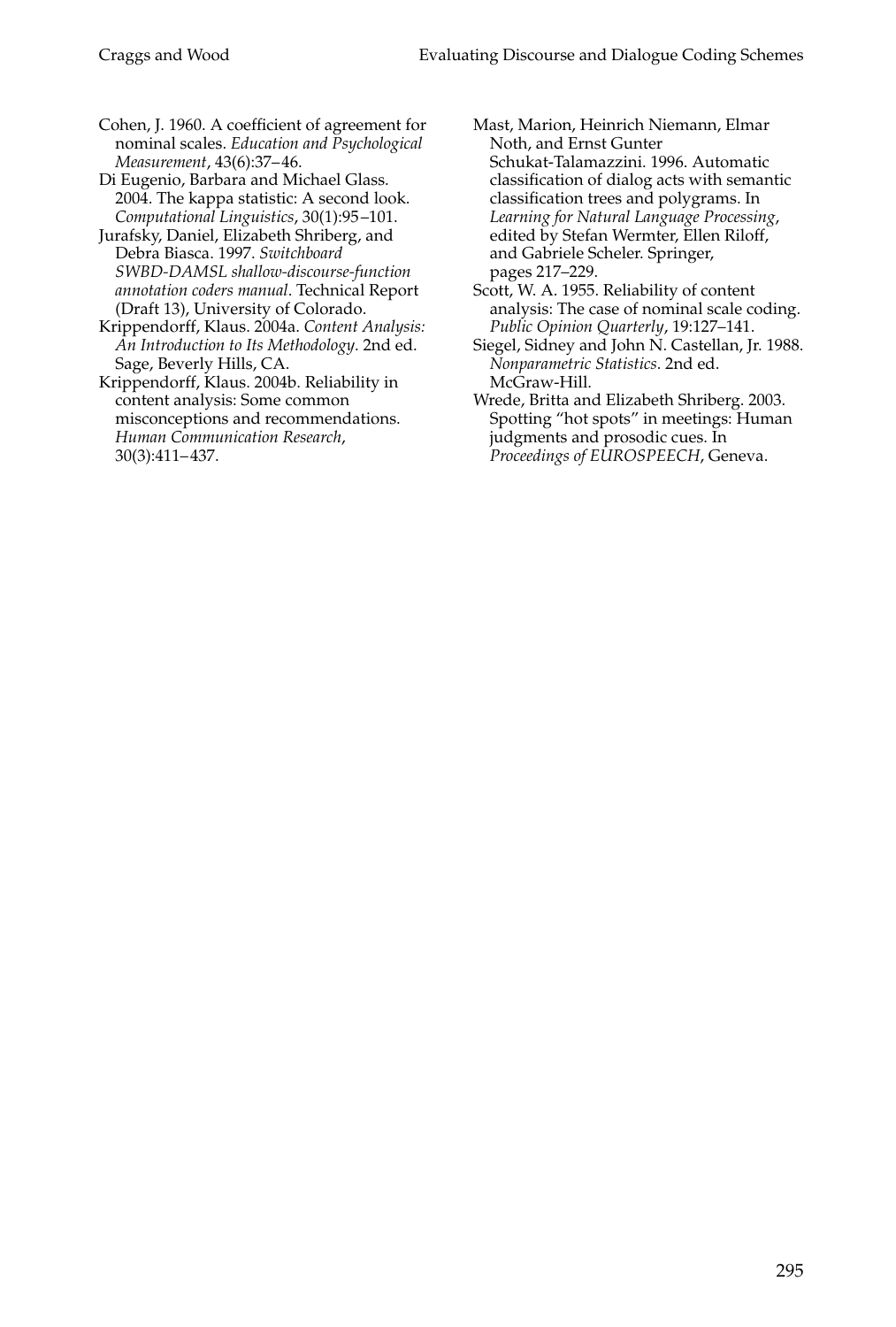Cohen, J. 1960. A coefficient of agreement for nominal scales. *Education and Psychological Measurement*, 43(6):37–46.

Di Eugenio, Barbara and Michael Glass. 2004. The kappa statistic: A second look. *Computational Linguistics*, 30(1):95–101.

Jurafsky, Daniel, Elizabeth Shriberg, and Debra Biasca. 1997. *Switchboard SWBD-DAMSL shallow-discourse-function annotation coders manual*. Technical Report (Draft 13), University of Colorado.

Krippendorff, Klaus. 2004a. *Content Analysis: An Introduction to Its Methodology*. 2nd ed. Sage, Beverly Hills, CA.

Krippendorff, Klaus. 2004b. Reliability in content analysis: Some common misconceptions and recommendations. *Human Communication Research*, 30(3):411–437.

Mast, Marion, Heinrich Niemann, Elmar Noth, and Ernst Gunter Schukat-Talamazzini. 1996. Automatic classification of dialog acts with semantic classification trees and polygrams. In *Learning for Natural Language Processing*, edited by Stefan Wermter, Ellen Riloff, and Gabriele Scheler. Springer, pages 217–229.

Scott, W. A. 1955. Reliability of content analysis: The case of nominal scale coding. *Public Opinion Quarterly*, 19:127–141.

Siegel, Sidney and John N. Castellan, Jr. 1988. *Nonparametric Statistics*. 2nd ed. McGraw-Hill.

Wrede, Britta and Elizabeth Shriberg. 2003. Spotting "hot spots" in meetings: Human judgments and prosodic cues. In *Proceedings of EUROSPEECH*, Geneva.